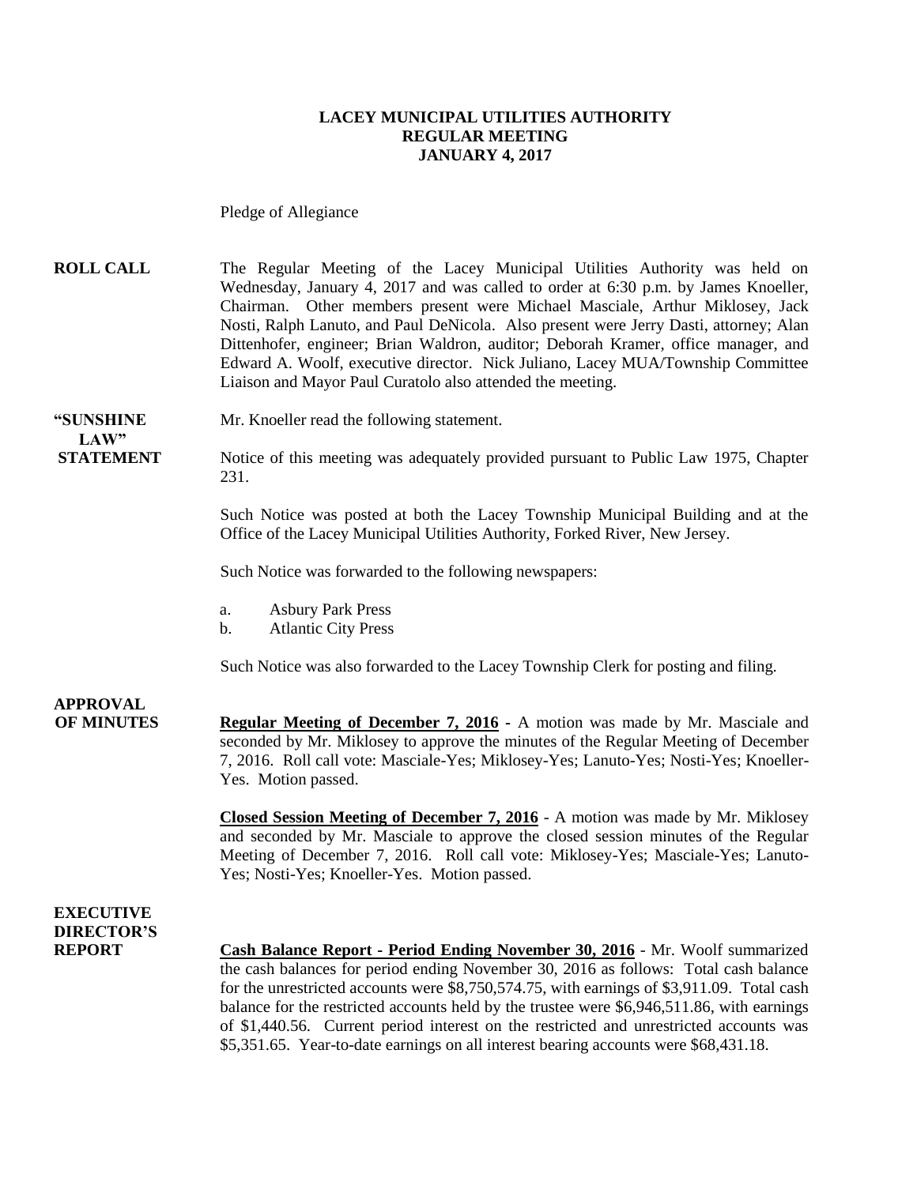# LACEY MUNICIPAL UTILITIES AUTHORITY
## REGULAR MEETING
## JANUARY 4, 2017

Pledge of Allegiance

**ROLL CALL** The Regular Meeting of the Lacey Municipal Utilities Authority was held on Wednesday, January 4, 2017 and was called to order at 6:30 p.m. by James Knoeller, Chairman. Other members present were Michael Masciale, Arthur Miklosey, Jack Nosti, Ralph Lanuto, and Paul DeNicola. Also present were Jerry Dasti, attorney; Alan Dittenhofer, engineer; Brian Waldron, auditor; Deborah Kramer, office manager, and Edward A. Woolf, executive director. Nick Juliano, Lacey MUA/Township Committee Liaison and Mayor Paul Curatolo also attended the meeting.

**"SUNSHINE LAW" STATEMENT** Mr. Knoeller read the following statement.

Notice of this meeting was adequately provided pursuant to Public Law 1975, Chapter 231.

Such Notice was posted at both the Lacey Township Municipal Building and at the Office of the Lacey Municipal Utilities Authority, Forked River, New Jersey.

Such Notice was forwarded to the following newspapers:

a. Asbury Park Press
b. Atlantic City Press

Such Notice was also forwarded to the Lacey Township Clerk for posting and filing.

**APPROVAL OF MINUTES** **Regular Meeting of December 7, 2016** - A motion was made by Mr. Masciale and seconded by Mr. Miklosey to approve the minutes of the Regular Meeting of December 7, 2016. Roll call vote: Masciale-Yes; Miklosey-Yes; Lanuto-Yes; Nosti-Yes; Knoeller-Yes. Motion passed.

**Closed Session Meeting of December 7, 2016** - A motion was made by Mr. Miklosey and seconded by Mr. Masciale to approve the closed session minutes of the Regular Meeting of December 7, 2016. Roll call vote: Miklosey-Yes; Masciale-Yes; Lanuto-Yes; Nosti-Yes; Knoeller-Yes. Motion passed.

**EXECUTIVE DIRECTOR'S REPORT** **Cash Balance Report - Period Ending November 30, 2016** - Mr. Woolf summarized the cash balances for period ending November 30, 2016 as follows: Total cash balance for the unrestricted accounts were $8,750,574.75, with earnings of $3,911.09. Total cash balance for the restricted accounts held by the trustee were $6,946,511.86, with earnings of $1,440.56. Current period interest on the restricted and unrestricted accounts was $5,351.65. Year-to-date earnings on all interest bearing accounts were $68,431.18.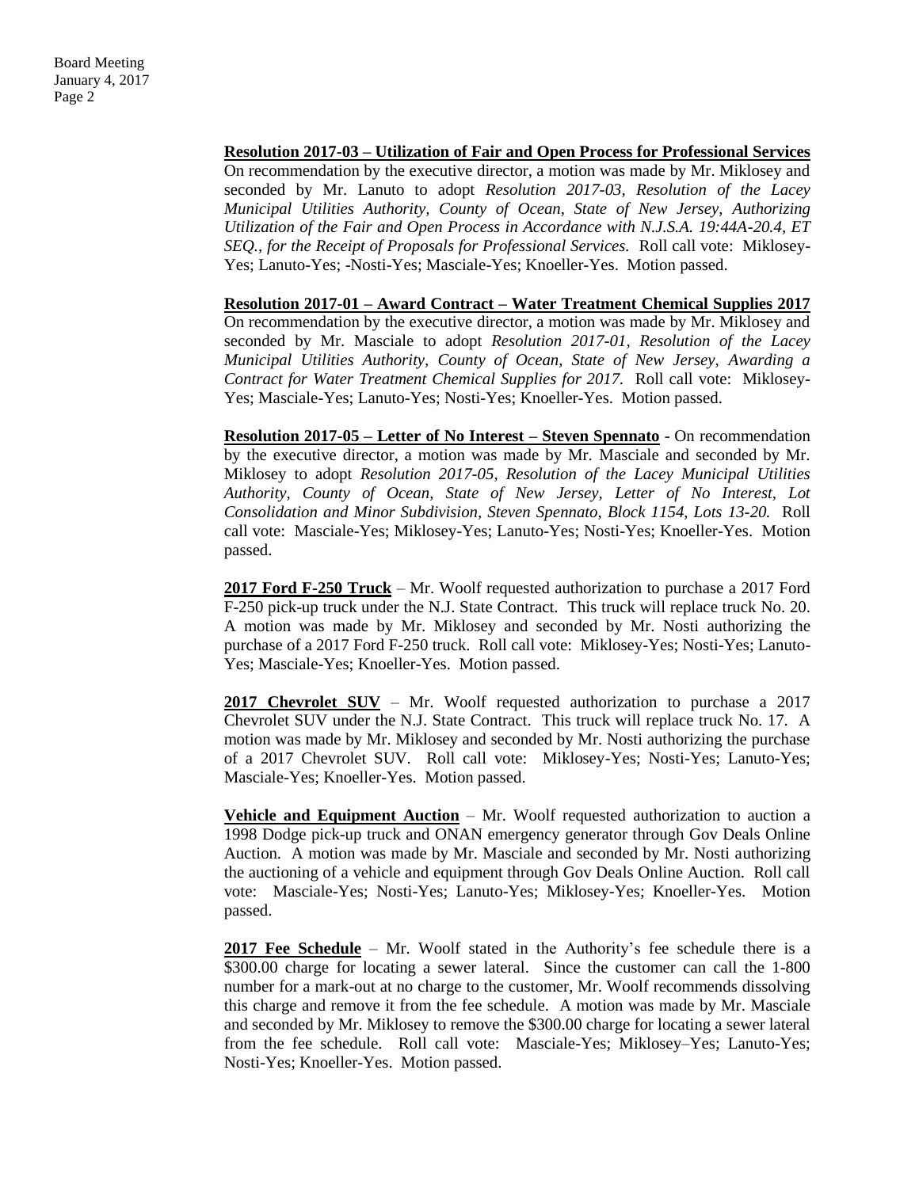**Resolution 2017-03 – Utilization of Fair and Open Process for Professional Services** On recommendation by the executive director, a motion was made by Mr. Miklosey and seconded by Mr. Lanuto to adopt *Resolution 2017-03, Resolution of the Lacey Municipal Utilities Authority, County of Ocean, State of New Jersey, Authorizing Utilization of the Fair and Open Process in Accordance with N.J.S.A. 19:44A-20.4, ET SEQ., for the Receipt of Proposals for Professional Services.* Roll call vote: Miklosey-Yes; Lanuto-Yes; -Nosti-Yes; Masciale-Yes; Knoeller-Yes. Motion passed.

**Resolution 2017-01 – Award Contract – Water Treatment Chemical Supplies 2017** On recommendation by the executive director, a motion was made by Mr. Miklosey and seconded by Mr. Masciale to adopt *Resolution 2017-01, Resolution of the Lacey Municipal Utilities Authority, County of Ocean, State of New Jersey, Awarding a Contract for Water Treatment Chemical Supplies for 2017.* Roll call vote: Miklosey-Yes; Masciale-Yes; Lanuto-Yes; Nosti-Yes; Knoeller-Yes. Motion passed.

**Resolution 2017-05 – Letter of No Interest – Steven Spennato** - On recommendation by the executive director, a motion was made by Mr. Masciale and seconded by Mr. Miklosey to adopt *Resolution 2017-05, Resolution of the Lacey Municipal Utilities Authority, County of Ocean, State of New Jersey, Letter of No Interest, Lot Consolidation and Minor Subdivision, Steven Spennato, Block 1154, Lots 13-20.* Roll call vote: Masciale-Yes; Miklosey-Yes; Lanuto-Yes; Nosti-Yes; Knoeller-Yes. Motion passed.

**2017 Ford F-250 Truck** – Mr. Woolf requested authorization to purchase a 2017 Ford F-250 pick-up truck under the N.J. State Contract. This truck will replace truck No. 20. A motion was made by Mr. Miklosey and seconded by Mr. Nosti authorizing the purchase of a 2017 Ford F-250 truck. Roll call vote: Miklosey-Yes; Nosti-Yes; Lanuto-Yes; Masciale-Yes; Knoeller-Yes. Motion passed.

**2017 Chevrolet SUV** – Mr. Woolf requested authorization to purchase a 2017 Chevrolet SUV under the N.J. State Contract. This truck will replace truck No. 17. A motion was made by Mr. Miklosey and seconded by Mr. Nosti authorizing the purchase of a 2017 Chevrolet SUV. Roll call vote: Miklosey-Yes; Nosti-Yes; Lanuto-Yes; Masciale-Yes; Knoeller-Yes. Motion passed.

**Vehicle and Equipment Auction** – Mr. Woolf requested authorization to auction a 1998 Dodge pick-up truck and ONAN emergency generator through Gov Deals Online Auction. A motion was made by Mr. Masciale and seconded by Mr. Nosti authorizing the auctioning of a vehicle and equipment through Gov Deals Online Auction. Roll call vote: Masciale-Yes; Nosti-Yes; Lanuto-Yes; Miklosey-Yes; Knoeller-Yes. Motion passed.

**2017 Fee Schedule** – Mr. Woolf stated in the Authority's fee schedule there is a \$300.00 charge for locating a sewer lateral. Since the customer can call the 1-800 number for a mark-out at no charge to the customer, Mr. Woolf recommends dissolving this charge and remove it from the fee schedule. A motion was made by Mr. Masciale and seconded by Mr. Miklosey to remove the \$300.00 charge for locating a sewer lateral from the fee schedule. Roll call vote: Masciale-Yes; Miklosey–Yes; Lanuto-Yes; Nosti-Yes; Knoeller-Yes. Motion passed.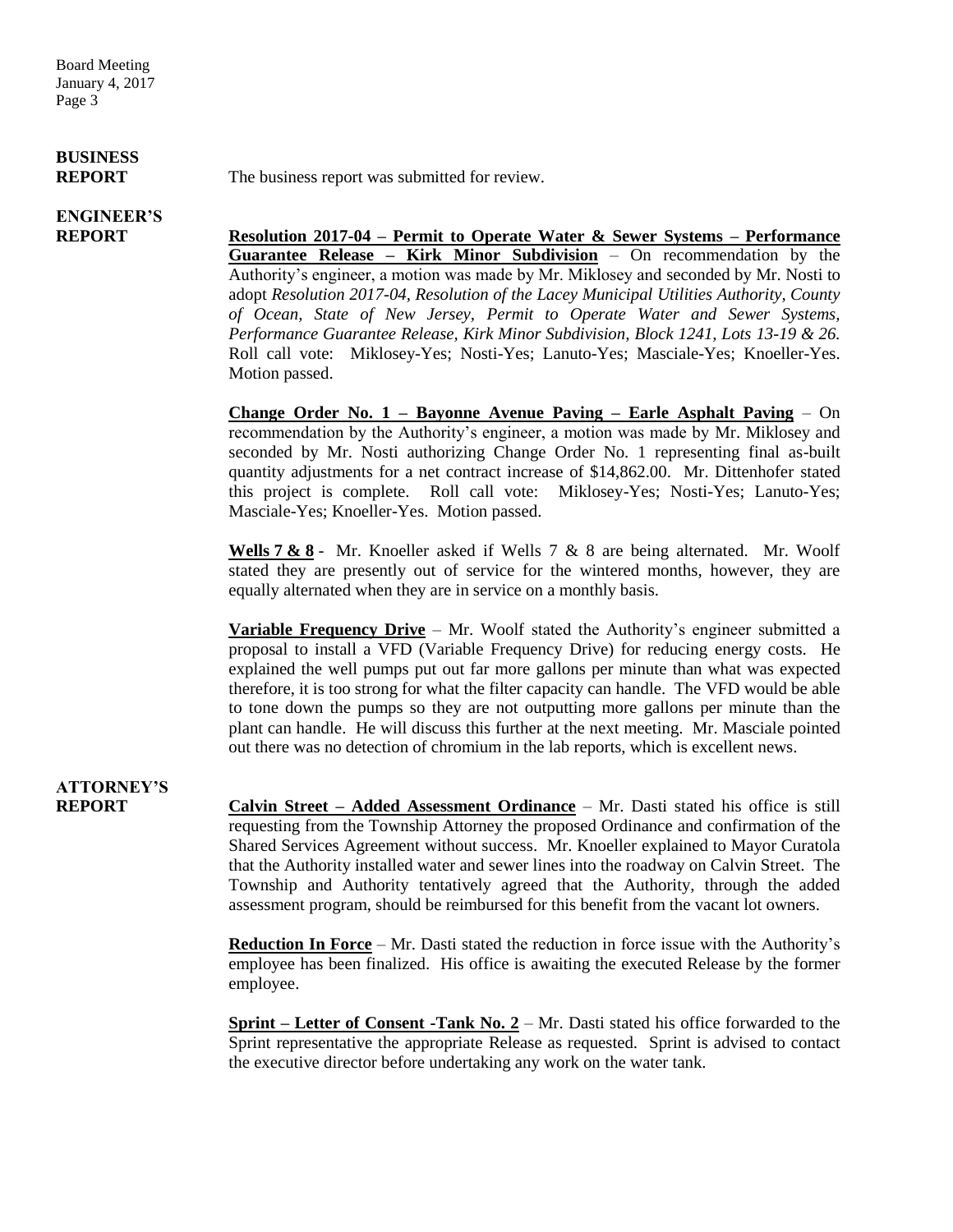**BUSINESS REPORT**

The business report was submitted for review.

**ENGINEER'S REPORT**

**Resolution 2017-04 – Permit to Operate Water & Sewer Systems – Performance Guarantee Release – Kirk Minor Subdivision** – On recommendation by the Authority's engineer, a motion was made by Mr. Miklosey and seconded by Mr. Nosti to adopt *Resolution 2017-04, Resolution of the Lacey Municipal Utilities Authority, County of Ocean, State of New Jersey, Permit to Operate Water and Sewer Systems, Performance Guarantee Release, Kirk Minor Subdivision, Block 1241, Lots 13-19 & 26.* Roll call vote: Miklosey-Yes; Nosti-Yes; Lanuto-Yes; Masciale-Yes; Knoeller-Yes. Motion passed.

**Change Order No. 1 – Bayonne Avenue Paving – Earle Asphalt Paving** – On recommendation by the Authority's engineer, a motion was made by Mr. Miklosey and seconded by Mr. Nosti authorizing Change Order No. 1 representing final as-built quantity adjustments for a net contract increase of $14,862.00. Mr. Dittenhofer stated this project is complete. Roll call vote: Miklosey-Yes; Nosti-Yes; Lanuto-Yes; Masciale-Yes; Knoeller-Yes. Motion passed.

**Wells 7 & 8** - Mr. Knoeller asked if Wells 7 & 8 are being alternated. Mr. Woolf stated they are presently out of service for the wintered months, however, they are equally alternated when they are in service on a monthly basis.

**Variable Frequency Drive** – Mr. Woolf stated the Authority's engineer submitted a proposal to install a VFD (Variable Frequency Drive) for reducing energy costs. He explained the well pumps put out far more gallons per minute than what was expected therefore, it is too strong for what the filter capacity can handle. The VFD would be able to tone down the pumps so they are not outputting more gallons per minute than the plant can handle. He will discuss this further at the next meeting. Mr. Masciale pointed out there was no detection of chromium in the lab reports, which is excellent news.

**ATTORNEY'S REPORT**

**Calvin Street – Added Assessment Ordinance** – Mr. Dasti stated his office is still requesting from the Township Attorney the proposed Ordinance and confirmation of the Shared Services Agreement without success. Mr. Knoeller explained to Mayor Curatola that the Authority installed water and sewer lines into the roadway on Calvin Street. The Township and Authority tentatively agreed that the Authority, through the added assessment program, should be reimbursed for this benefit from the vacant lot owners.

**Reduction In Force** – Mr. Dasti stated the reduction in force issue with the Authority's employee has been finalized. His office is awaiting the executed Release by the former employee.

**Sprint – Letter of Consent -Tank No. 2** – Mr. Dasti stated his office forwarded to the Sprint representative the appropriate Release as requested. Sprint is advised to contact the executive director before undertaking any work on the water tank.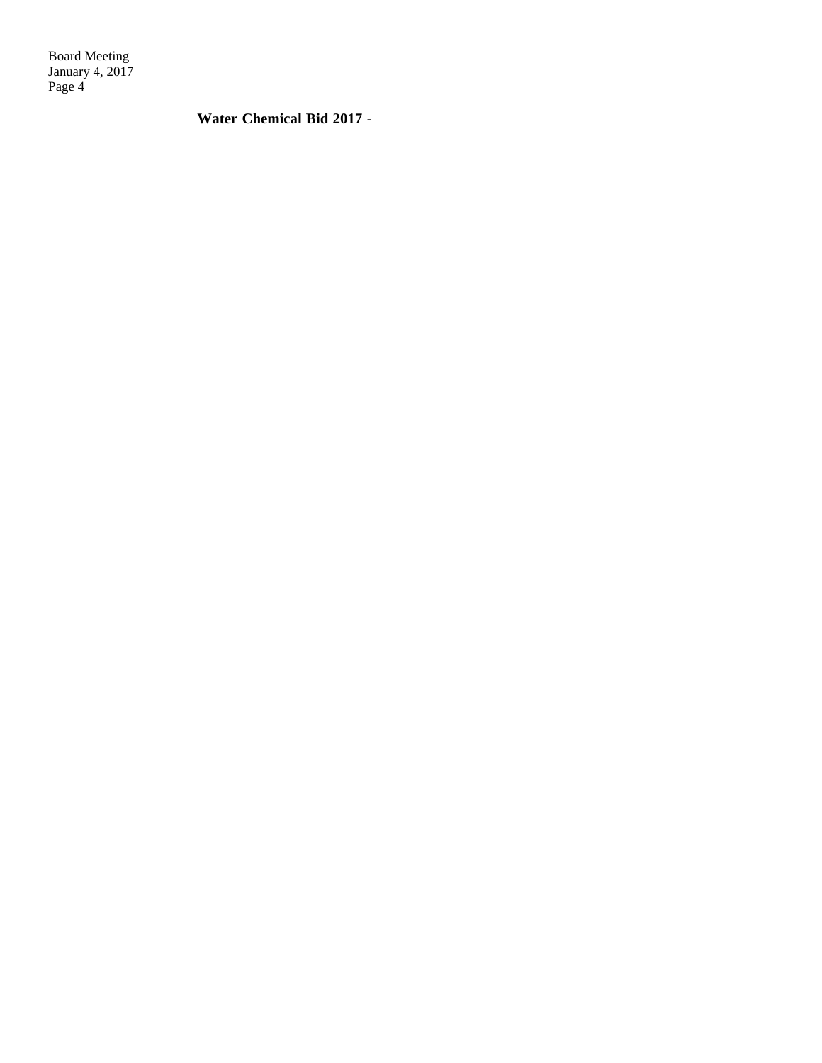**Water Chemical Bid 2017** -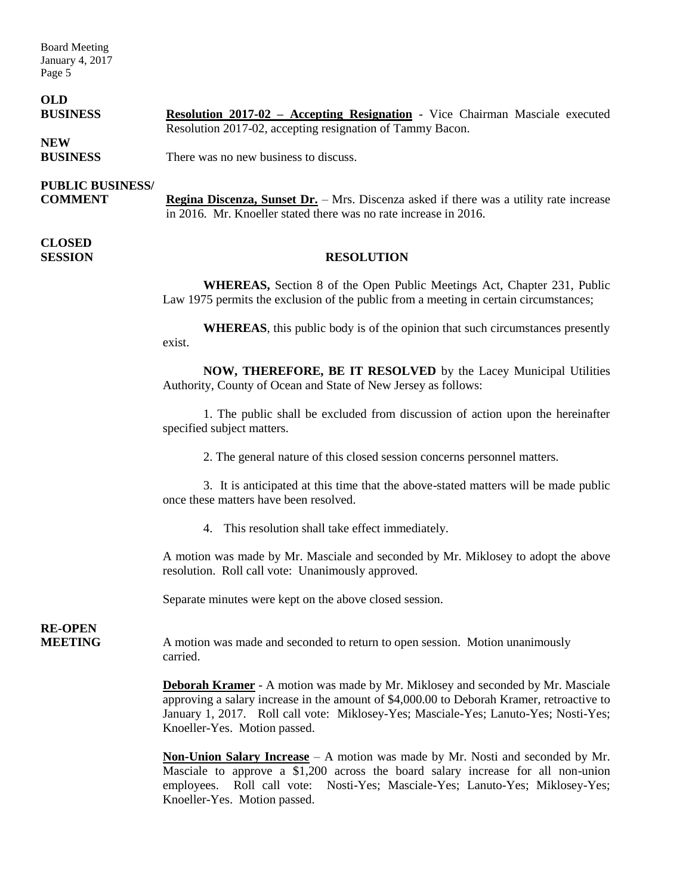**OLD BUSINESS**

**Resolution 2017-02 – Accepting Resignation** - Vice Chairman Masciale executed Resolution 2017-02, accepting resignation of Tammy Bacon.

**NEW BUSINESS**

There was no new business to discuss.

**PUBLIC BUSINESS/ COMMENT**

**Regina Discenza, Sunset Dr.** – Mrs. Discenza asked if there was a utility rate increase in 2016. Mr. Knoeller stated there was no rate increase in 2016.

**CLOSED SESSION**

**RESOLUTION**

**WHEREAS,** Section 8 of the Open Public Meetings Act, Chapter 231, Public Law 1975 permits the exclusion of the public from a meeting in certain circumstances;

**WHEREAS**, this public body is of the opinion that such circumstances presently exist.

**NOW, THEREFORE, BE IT RESOLVED** by the Lacey Municipal Utilities Authority, County of Ocean and State of New Jersey as follows:

1. The public shall be excluded from discussion of action upon the hereinafter specified subject matters.

2. The general nature of this closed session concerns personnel matters.

3. It is anticipated at this time that the above-stated matters will be made public once these matters have been resolved.

4. This resolution shall take effect immediately.

A motion was made by Mr. Masciale and seconded by Mr. Miklosey to adopt the above resolution. Roll call vote: Unanimously approved.

Separate minutes were kept on the above closed session.

**RE-OPEN MEETING**

A motion was made and seconded to return to open session. Motion unanimously carried.

**Deborah Kramer** - A motion was made by Mr. Miklosey and seconded by Mr. Masciale approving a salary increase in the amount of $4,000.00 to Deborah Kramer, retroactive to January 1, 2017. Roll call vote: Miklosey-Yes; Masciale-Yes; Lanuto-Yes; Nosti-Yes; Knoeller-Yes. Motion passed.

**Non-Union Salary Increase** – A motion was made by Mr. Nosti and seconded by Mr. Masciale to approve a $1,200 across the board salary increase for all non-union employees. Roll call vote: Nosti-Yes; Masciale-Yes; Lanuto-Yes; Miklosey-Yes; Knoeller-Yes. Motion passed.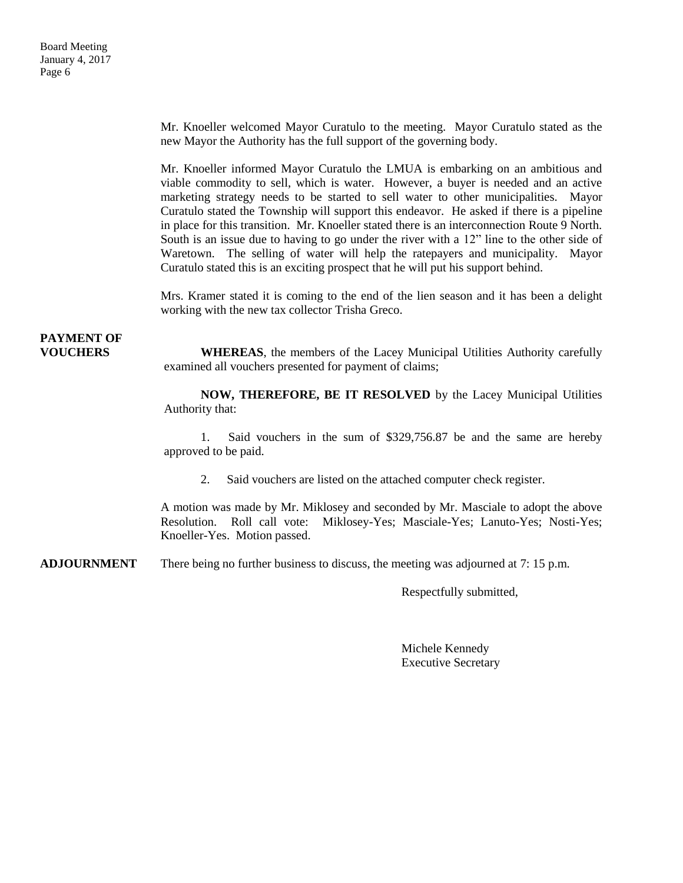Mr. Knoeller welcomed Mayor Curatulo to the meeting. Mayor Curatulo stated as the new Mayor the Authority has the full support of the governing body.

Mr. Knoeller informed Mayor Curatulo the LMUA is embarking on an ambitious and viable commodity to sell, which is water. However, a buyer is needed and an active marketing strategy needs to be started to sell water to other municipalities. Mayor Curatulo stated the Township will support this endeavor. He asked if there is a pipeline in place for this transition. Mr. Knoeller stated there is an interconnection Route 9 North. South is an issue due to having to go under the river with a 12" line to the other side of Waretown. The selling of water will help the ratepayers and municipality. Mayor Curatulo stated this is an exciting prospect that he will put his support behind.

Mrs. Kramer stated it is coming to the end of the lien season and it has been a delight working with the new tax collector Trisha Greco.

**PAYMENT OF VOUCHERS**

**WHEREAS**, the members of the Lacey Municipal Utilities Authority carefully examined all vouchers presented for payment of claims;

**NOW, THEREFORE, BE IT RESOLVED** by the Lacey Municipal Utilities Authority that:

1. Said vouchers in the sum of $329,756.87 be and the same are hereby approved to be paid.

2. Said vouchers are listed on the attached computer check register.

A motion was made by Mr. Miklosey and seconded by Mr. Masciale to adopt the above Resolution. Roll call vote: Miklosey-Yes; Masciale-Yes; Lanuto-Yes; Nosti-Yes; Knoeller-Yes. Motion passed.

**ADJOURNMENT** There being no further business to discuss, the meeting was adjourned at 7: 15 p.m.

Respectfully submitted,

Michele Kennedy
Executive Secretary